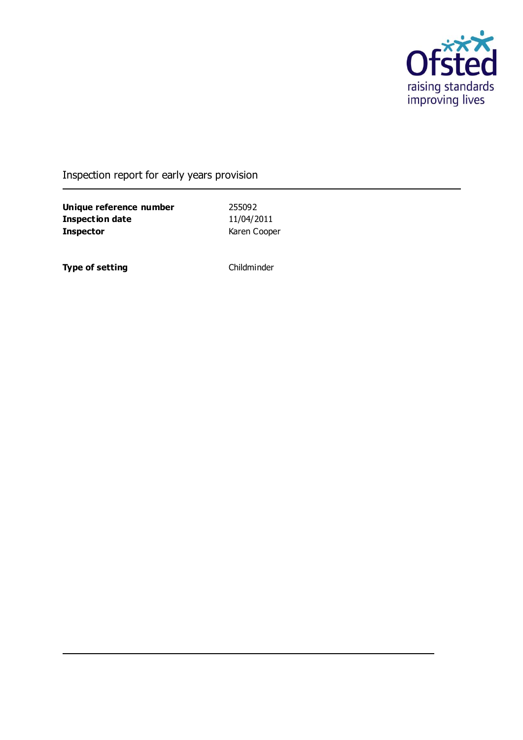Ofsted

raising standards
improving lives

Inspection report for early years provision

| | |
|---|---|
| **Unique reference number** | 255092 |
| **Inspection date** | 11/04/2011 |
| **Inspector** | Karen Cooper |

| | |
|---|---|
| **Type of setting** | Childminder |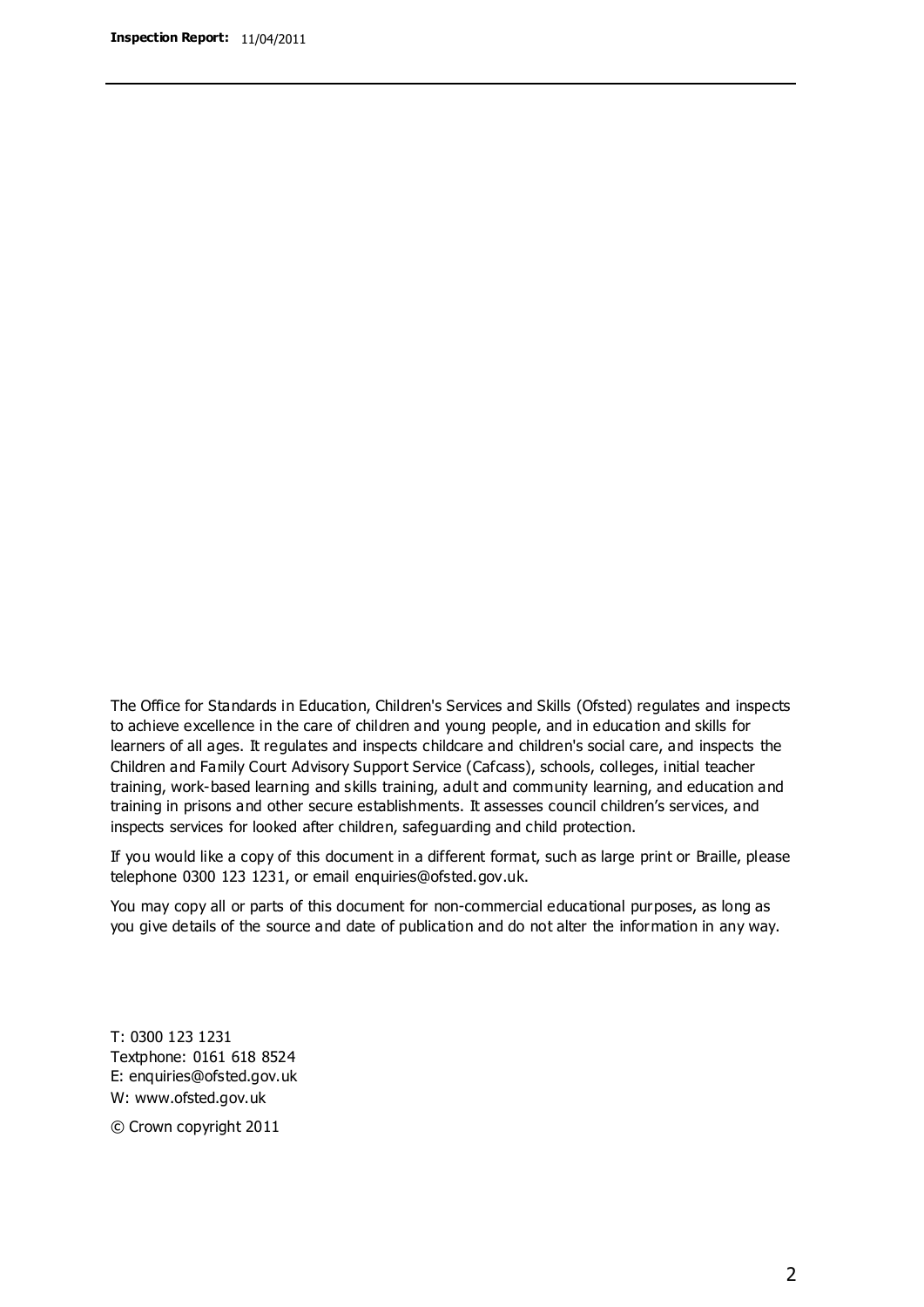The Office for Standards in Education, Children's Services and Skills (Ofsted) regulates and inspects to achieve excellence in the care of children and young people, and in education and skills for learners of all ages. It regulates and inspects childcare and children's social care, and inspects the Children and Family Court Advisory Support Service (Cafcass), schools, colleges, initial teacher training, work-based learning and skills training, adult and community learning, and education and training in prisons and other secure establishments. It assesses council children's services, and inspects services for looked after children, safeguarding and child protection.

If you would like a copy of this document in a different format, such as large print or Braille, please telephone 0300 123 1231, or email enquiries@ofsted.gov.uk.

You may copy all or parts of this document for non-commercial educational purposes, as long as you give details of the source and date of publication and do not alter the information in any way.

T: 0300 123 1231
Textphone: 0161 618 8524
E: enquiries@ofsted.gov.uk
W: www.ofsted.gov.uk

© Crown copyright 2011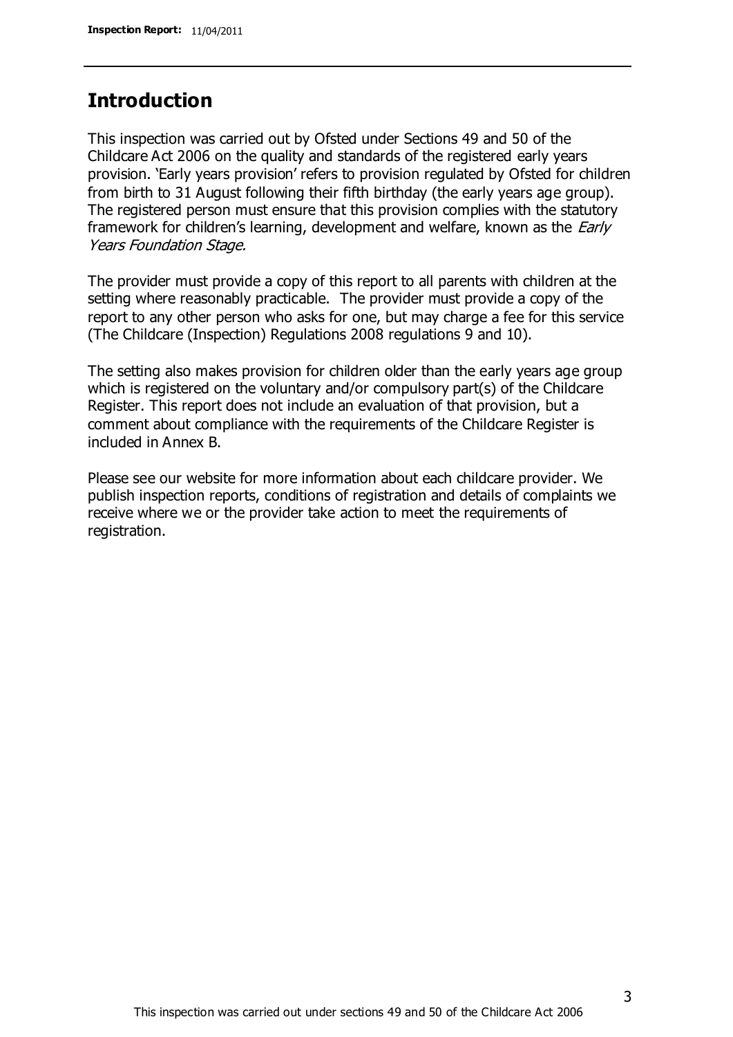## Introduction

This inspection was carried out by Ofsted under Sections 49 and 50 of the Childcare Act 2006 on the quality and standards of the registered early years provision. 'Early years provision' refers to provision regulated by Ofsted for children from birth to 31 August following their fifth birthday (the early years age group). The registered person must ensure that this provision complies with the statutory framework for children's learning, development and welfare, known as the *Early Years Foundation Stage.*

The provider must provide a copy of this report to all parents with children at the setting where reasonably practicable. The provider must provide a copy of the report to any other person who asks for one, but may charge a fee for this service (The Childcare (Inspection) Regulations 2008 regulations 9 and 10).

The setting also makes provision for children older than the early years age group which is registered on the voluntary and/or compulsory part(s) of the Childcare Register. This report does not include an evaluation of that provision, but a comment about compliance with the requirements of the Childcare Register is included in Annex B.

Please see our website for more information about each childcare provider. We publish inspection reports, conditions of registration and details of complaints we receive where we or the provider take action to meet the requirements of registration.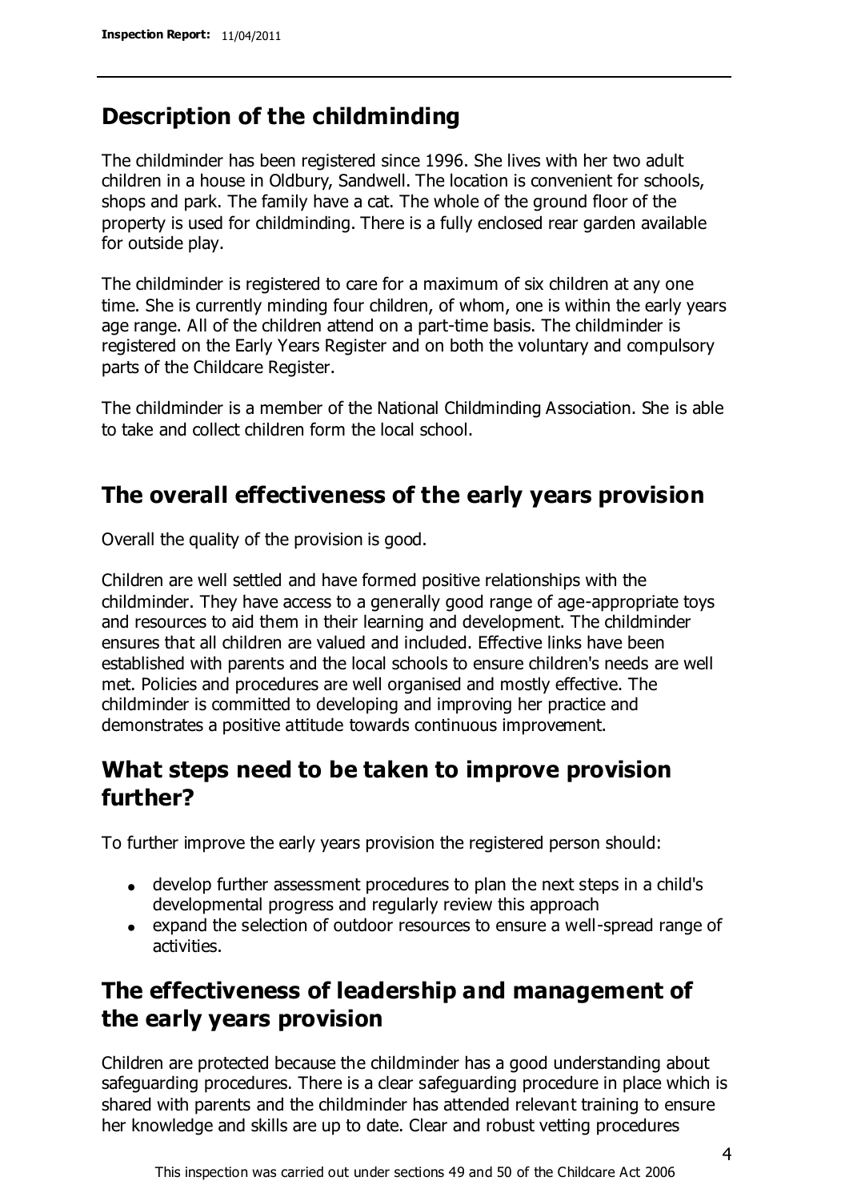## Description of the childminding

The childminder has been registered since 1996. She lives with her two adult children in a house in Oldbury, Sandwell. The location is convenient for schools, shops and park. The family have a cat. The whole of the ground floor of the property is used for childminding. There is a fully enclosed rear garden available for outside play.

The childminder is registered to care for a maximum of six children at any one time. She is currently minding four children, of whom, one is within the early years age range. All of the children attend on a part-time basis. The childminder is registered on the Early Years Register and on both the voluntary and compulsory parts of the Childcare Register.

The childminder is a member of the National Childminding Association. She is able to take and collect children form the local school.

## The overall effectiveness of the early years provision

Overall the quality of the provision is good.

Children are well settled and have formed positive relationships with the childminder. They have access to a generally good range of age-appropriate toys and resources to aid them in their learning and development. The childminder ensures that all children are valued and included. Effective links have been established with parents and the local schools to ensure children's needs are well met. Policies and procedures are well organised and mostly effective. The childminder is committed to developing and improving her practice and demonstrates a positive attitude towards continuous improvement.

## What steps need to be taken to improve provision further?

To further improve the early years provision the registered person should:

- develop further assessment procedures to plan the next steps in a child's developmental progress and regularly review this approach
- expand the selection of outdoor resources to ensure a well-spread range of activities.

## The effectiveness of leadership and management of the early years provision

Children are protected because the childminder has a good understanding about safeguarding procedures. There is a clear safeguarding procedure in place which is shared with parents and the childminder has attended relevant training to ensure her knowledge and skills are up to date. Clear and robust vetting procedures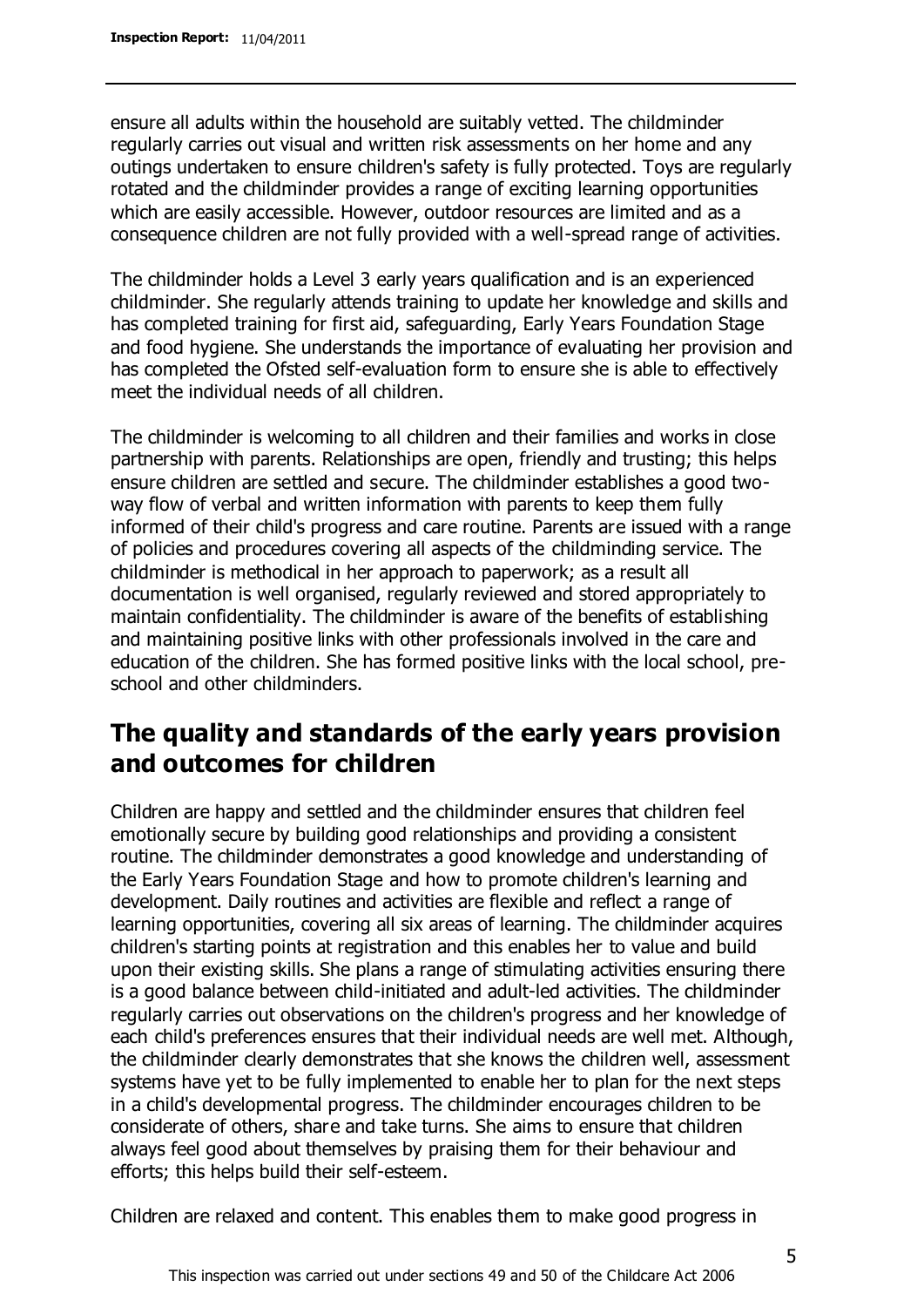ensure all adults within the household are suitably vetted. The childminder regularly carries out visual and written risk assessments on her home and any outings undertaken to ensure children's safety is fully protected. Toys are regularly rotated and the childminder provides a range of exciting learning opportunities which are easily accessible. However, outdoor resources are limited and as a consequence children are not fully provided with a well-spread range of activities.

The childminder holds a Level 3 early years qualification and is an experienced childminder. She regularly attends training to update her knowledge and skills and has completed training for first aid, safeguarding, Early Years Foundation Stage and food hygiene. She understands the importance of evaluating her provision and has completed the Ofsted self-evaluation form to ensure she is able to effectively meet the individual needs of all children.

The childminder is welcoming to all children and their families and works in close partnership with parents. Relationships are open, friendly and trusting; this helps ensure children are settled and secure. The childminder establishes a good two-way flow of verbal and written information with parents to keep them fully informed of their child's progress and care routine. Parents are issued with a range of policies and procedures covering all aspects of the childminding service. The childminder is methodical in her approach to paperwork; as a result all documentation is well organised, regularly reviewed and stored appropriately to maintain confidentiality. The childminder is aware of the benefits of establishing and maintaining positive links with other professionals involved in the care and education of the children. She has formed positive links with the local school, pre-school and other childminders.

## The quality and standards of the early years provision and outcomes for children

Children are happy and settled and the childminder ensures that children feel emotionally secure by building good relationships and providing a consistent routine. The childminder demonstrates a good knowledge and understanding of the Early Years Foundation Stage and how to promote children's learning and development. Daily routines and activities are flexible and reflect a range of learning opportunities, covering all six areas of learning. The childminder acquires children's starting points at registration and this enables her to value and build upon their existing skills. She plans a range of stimulating activities ensuring there is a good balance between child-initiated and adult-led activities. The childminder regularly carries out observations on the children's progress and her knowledge of each child's preferences ensures that their individual needs are well met. Although, the childminder clearly demonstrates that she knows the children well, assessment systems have yet to be fully implemented to enable her to plan for the next steps in a child's developmental progress. The childminder encourages children to be considerate of others, share and take turns. She aims to ensure that children always feel good about themselves by praising them for their behaviour and efforts; this helps build their self-esteem.

Children are relaxed and content. This enables them to make good progress in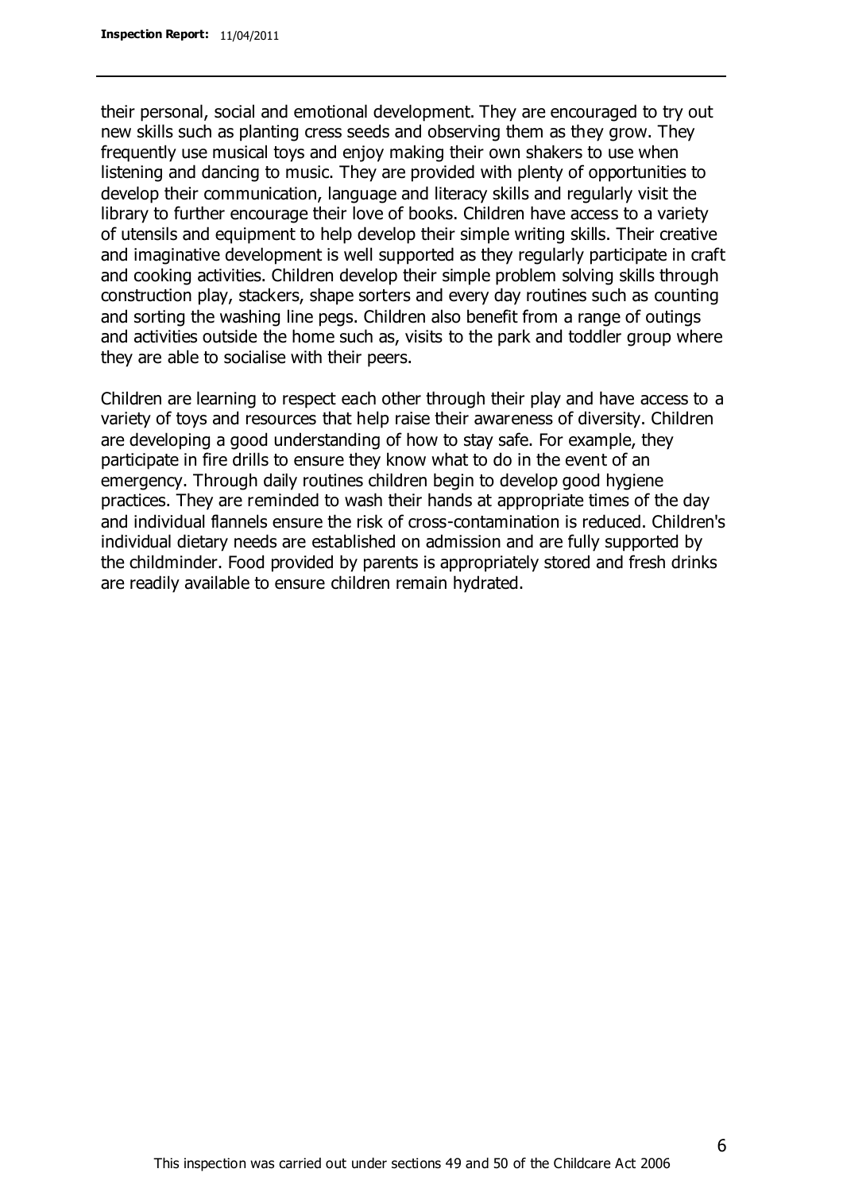their personal, social and emotional development. They are encouraged to try out new skills such as planting cress seeds and observing them as they grow. They frequently use musical toys and enjoy making their own shakers to use when listening and dancing to music. They are provided with plenty of opportunities to develop their communication, language and literacy skills and regularly visit the library to further encourage their love of books. Children have access to a variety of utensils and equipment to help develop their simple writing skills. Their creative and imaginative development is well supported as they regularly participate in craft and cooking activities. Children develop their simple problem solving skills through construction play, stackers, shape sorters and every day routines such as counting and sorting the washing line pegs. Children also benefit from a range of outings and activities outside the home such as, visits to the park and toddler group where they are able to socialise with their peers.

Children are learning to respect each other through their play and have access to a variety of toys and resources that help raise their awareness of diversity. Children are developing a good understanding of how to stay safe. For example, they participate in fire drills to ensure they know what to do in the event of an emergency. Through daily routines children begin to develop good hygiene practices. They are reminded to wash their hands at appropriate times of the day and individual flannels ensure the risk of cross-contamination is reduced. Children's individual dietary needs are established on admission and are fully supported by the childminder. Food provided by parents is appropriately stored and fresh drinks are readily available to ensure children remain hydrated.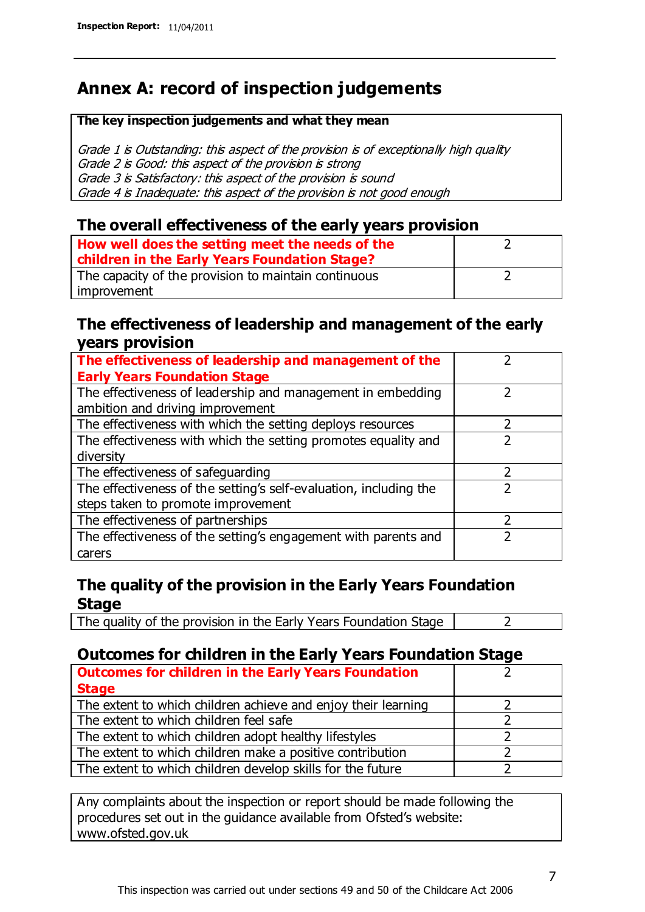# Annex A: record of inspection judgements

**The key inspection judgements and what they mean**

*Grade 1 is Outstanding: this aspect of the provision is of exceptionally high quality*
*Grade 2 is Good: this aspect of the provision is strong*
*Grade 3 is Satisfactory: this aspect of the provision is sound*
*Grade 4 is Inadequate: this aspect of the provision is not good enough*

## The overall effectiveness of the early years provision

| | |
|---|---|
| **How well does the setting meet the needs of the children in the Early Years Foundation Stage?** | 2 |
| The capacity of the provision to maintain continuous improvement | 2 |

## The effectiveness of leadership and management of the early years provision

| | |
|---|---|
| **The effectiveness of leadership and management of the Early Years Foundation Stage** | 2 |
| The effectiveness of leadership and management in embedding ambition and driving improvement | 2 |
| The effectiveness with which the setting deploys resources | 2 |
| The effectiveness with which the setting promotes equality and diversity | 2 |
| The effectiveness of safeguarding | 2 |
| The effectiveness of the setting's self-evaluation, including the steps taken to promote improvement | 2 |
| The effectiveness of partnerships | 2 |
| The effectiveness of the setting's engagement with parents and carers | 2 |

## The quality of the provision in the Early Years Foundation Stage

| | |
|---|---|
| The quality of the provision in the Early Years Foundation Stage | 2 |

## Outcomes for children in the Early Years Foundation Stage

| | |
|---|---|
| **Outcomes for children in the Early Years Foundation Stage** | 2 |
| The extent to which children achieve and enjoy their learning | 2 |
| The extent to which children feel safe | 2 |
| The extent to which children adopt healthy lifestyles | 2 |
| The extent to which children make a positive contribution | 2 |
| The extent to which children develop skills for the future | 2 |

Any complaints about the inspection or report should be made following the procedures set out in the guidance available from Ofsted's website: www.ofsted.gov.uk

This inspection was carried out under sections 49 and 50 of the Childcare Act 2006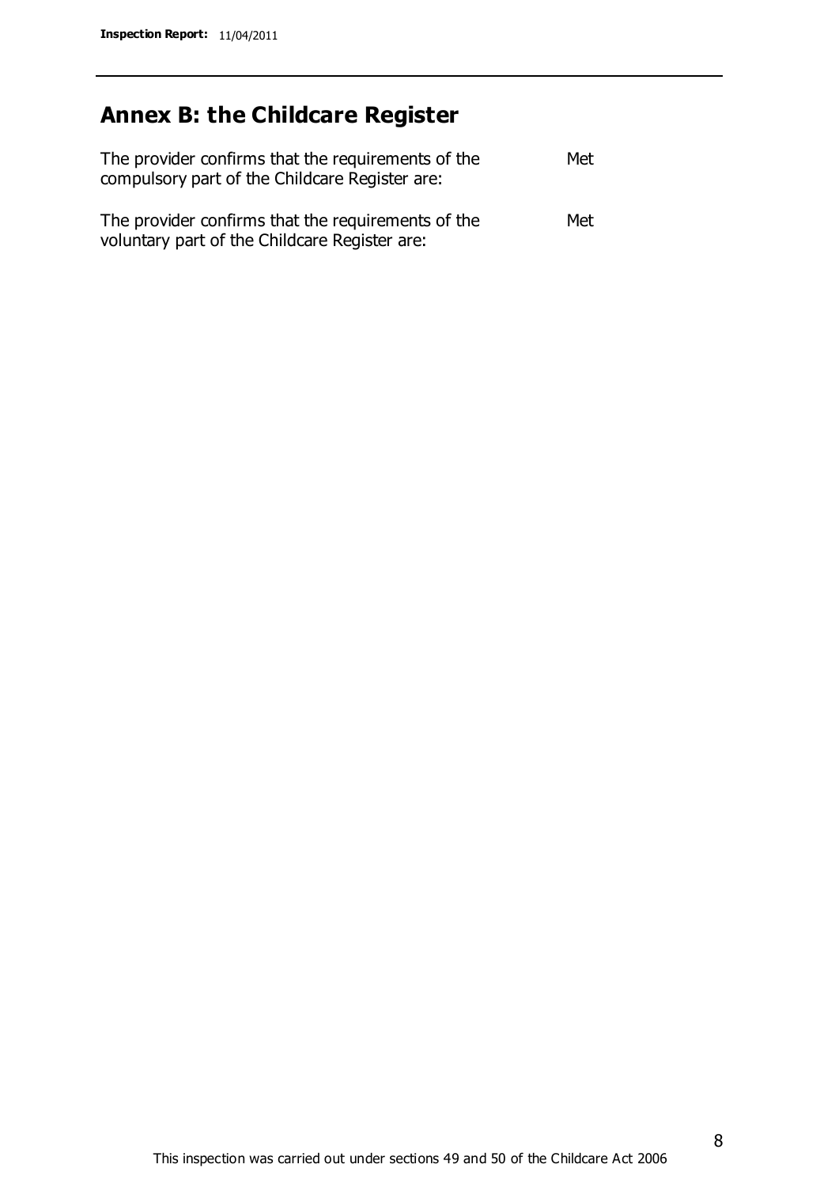## Annex B: the Childcare Register

| | |
|---|---|
| The provider confirms that the requirements of the compulsory part of the Childcare Register are: | Met |
| The provider confirms that the requirements of the voluntary part of the Childcare Register are: | Met |

This inspection was carried out under sections 49 and 50 of the Childcare Act 2006